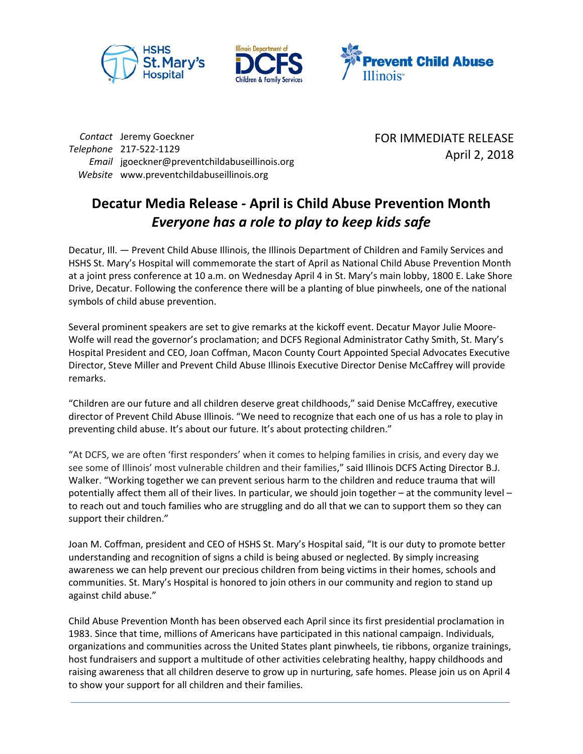*Contact* Jeremy Goeckner
*Telephone* 217-522-1129
*Email* jgoeckner@preventchildabuseillinois.org
*Website* www.preventchildabuseillinois.org

FOR IMMEDIATE RELEASE
April 2, 2018

# Decatur Media Release - April is Child Abuse Prevention Month

## *Everyone has a role to play to keep kids safe*

Decatur, Ill. — Prevent Child Abuse Illinois, the Illinois Department of Children and Family Services and HSHS St. Mary's Hospital will commemorate the start of April as National Child Abuse Prevention Month at a joint press conference at 10 a.m. on Wednesday April 4 in St. Mary's main lobby, 1800 E. Lake Shore Drive, Decatur. Following the conference there will be a planting of blue pinwheels, one of the national symbols of child abuse prevention.

Several prominent speakers are set to give remarks at the kickoff event. Decatur Mayor Julie Moore-Wolfe will read the governor's proclamation; and DCFS Regional Administrator Cathy Smith, St. Mary's Hospital President and CEO, Joan Coffman, Macon County Court Appointed Special Advocates Executive Director, Steve Miller and Prevent Child Abuse Illinois Executive Director Denise McCaffrey will provide remarks.

"Children are our future and all children deserve great childhoods," said Denise McCaffrey, executive director of Prevent Child Abuse Illinois. "We need to recognize that each one of us has a role to play in preventing child abuse. It's about our future. It's about protecting children."

"At DCFS, we are often 'first responders' when it comes to helping families in crisis, and every day we see some of Illinois' most vulnerable children and their families," said Illinois DCFS Acting Director B.J. Walker. "Working together we can prevent serious harm to the children and reduce trauma that will potentially affect them all of their lives. In particular, we should join together – at the community level – to reach out and touch families who are struggling and do all that we can to support them so they can support their children."

Joan M. Coffman, president and CEO of HSHS St. Mary's Hospital said, "It is our duty to promote better understanding and recognition of signs a child is being abused or neglected. By simply increasing awareness we can help prevent our precious children from being victims in their homes, schools and communities. St. Mary's Hospital is honored to join others in our community and region to stand up against child abuse."

Child Abuse Prevention Month has been observed each April since its first presidential proclamation in 1983. Since that time, millions of Americans have participated in this national campaign. Individuals, organizations and communities across the United States plant pinwheels, tie ribbons, organize trainings, host fundraisers and support a multitude of other activities celebrating healthy, happy childhoods and raising awareness that all children deserve to grow up in nurturing, safe homes. Please join us on April 4 to show your support for all children and their families.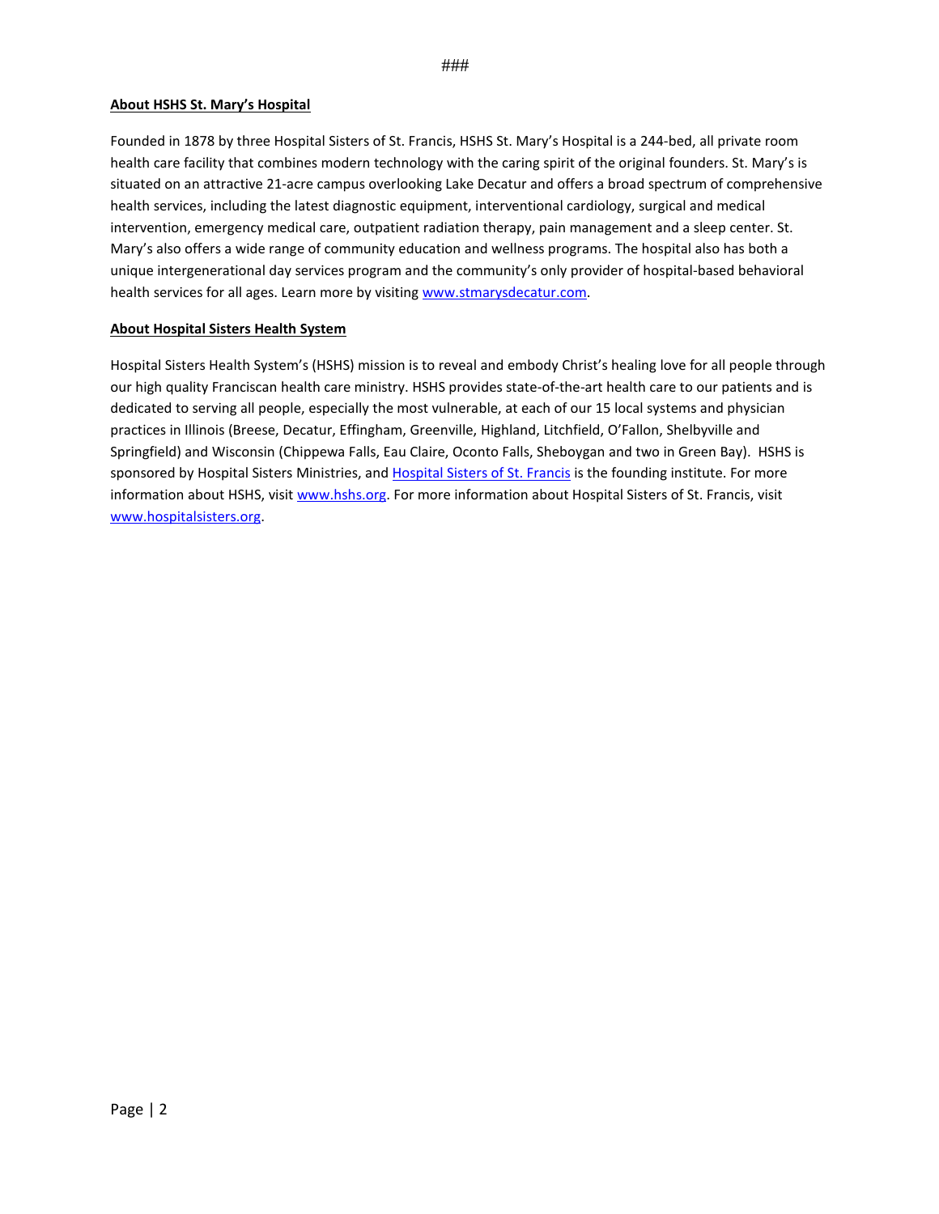###

**About HSHS St. Mary's Hospital**

Founded in 1878 by three Hospital Sisters of St. Francis, HSHS St. Mary's Hospital is a 244-bed, all private room health care facility that combines modern technology with the caring spirit of the original founders. St. Mary's is situated on an attractive 21-acre campus overlooking Lake Decatur and offers a broad spectrum of comprehensive health services, including the latest diagnostic equipment, interventional cardiology, surgical and medical intervention, emergency medical care, outpatient radiation therapy, pain management and a sleep center. St. Mary's also offers a wide range of community education and wellness programs. The hospital also has both a unique intergenerational day services program and the community's only provider of hospital-based behavioral health services for all ages. Learn more by visiting [www.stmarysdecatur.com](http://www.stmarysdecatur.com).

**About Hospital Sisters Health System**

Hospital Sisters Health System's (HSHS) mission is to reveal and embody Christ's healing love for all people through our high quality Franciscan health care ministry. HSHS provides state-of-the-art health care to our patients and is dedicated to serving all people, especially the most vulnerable, at each of our 15 local systems and physician practices in Illinois (Breese, Decatur, Effingham, Greenville, Highland, Litchfield, O'Fallon, Shelbyville and Springfield) and Wisconsin (Chippewa Falls, Eau Claire, Oconto Falls, Sheboygan and two in Green Bay). HSHS is sponsored by Hospital Sisters Ministries, and Hospital Sisters of St. Francis is the founding institute. For more information about HSHS, visit [www.hshs.org](http://www.hshs.org). For more information about Hospital Sisters of St. Francis, visit [www.hospitalsisters.org](http://www.hospitalsisters.org).